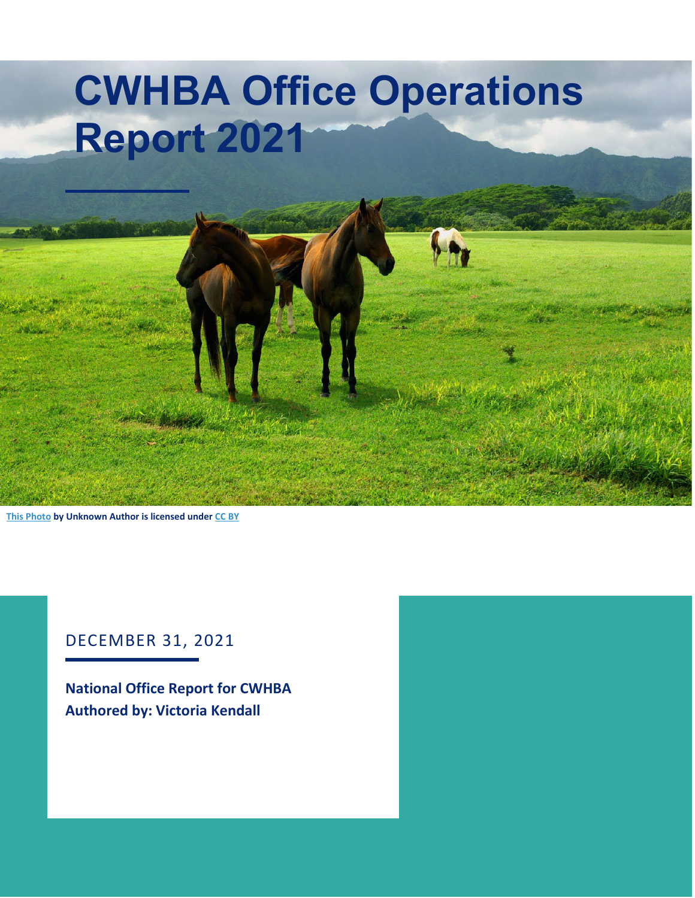# CWHBA Office Operations Report 2021

This Photo by Unknown Author is licensed under CC BY

DECEMBER 31, 2021

**National Office Report for CWHBA**
**Authored by: Victoria Kendall**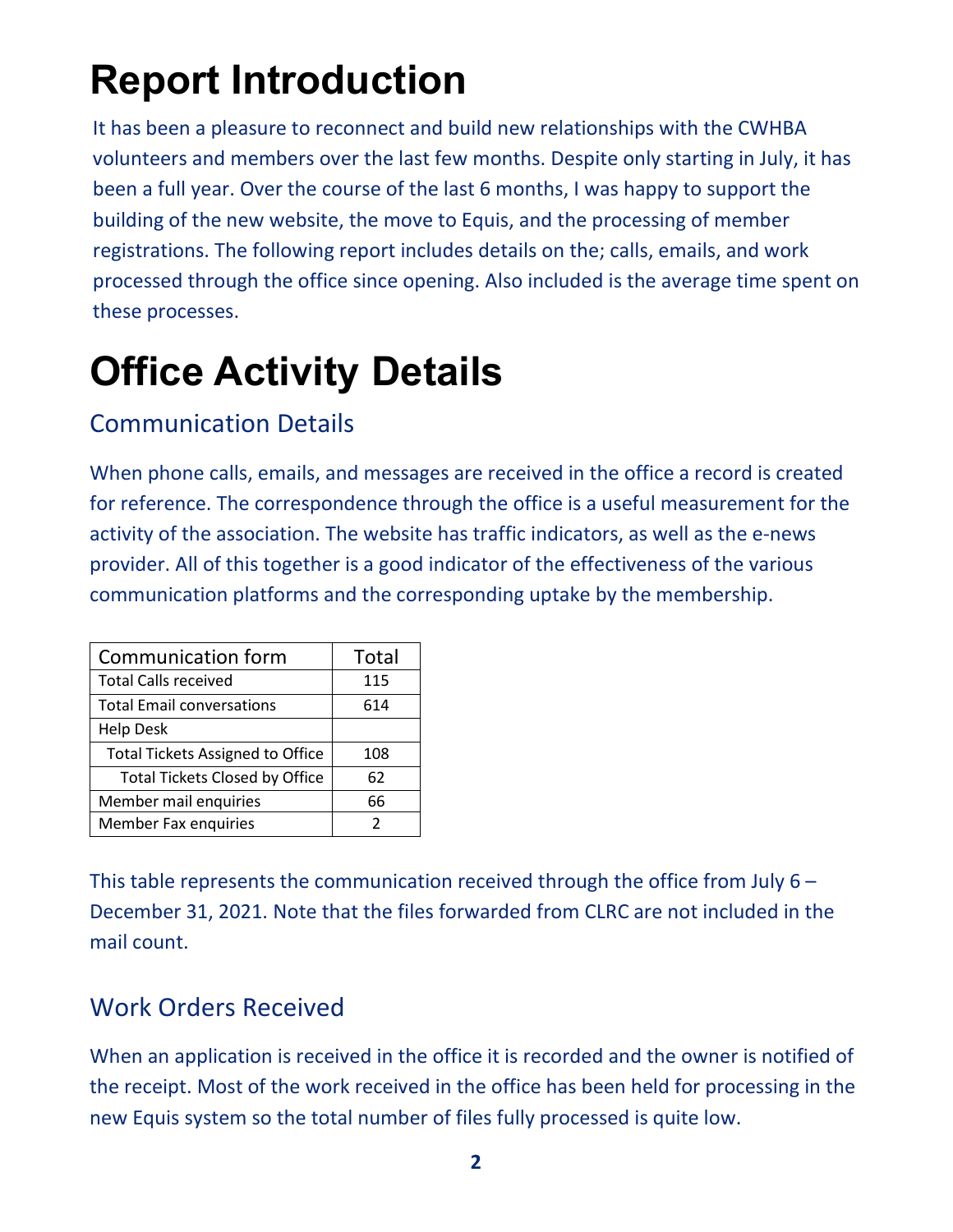# Report Introduction

It has been a pleasure to reconnect and build new relationships with the CWHBA volunteers and members over the last few months. Despite only starting in July, it has been a full year. Over the course of the last 6 months, I was happy to support the building of the new website, the move to Equis, and the processing of member registrations. The following report includes details on the; calls, emails, and work processed through the office since opening. Also included is the average time spent on these processes.

# Office Activity Details

## Communication Details

When phone calls, emails, and messages are received in the office a record is created for reference. The correspondence through the office is a useful measurement for the activity of the association. The website has traffic indicators, as well as the e-news provider. All of this together is a good indicator of the effectiveness of the various communication platforms and the corresponding uptake by the membership.

| Communication form | Total |
| --- | --- |
| Total Calls received | 115 |
| Total Email conversations | 614 |
| Help Desk | |
| Total Tickets Assigned to Office | 108 |
| Total Tickets Closed by Office | 62 |
| Member mail enquiries | 66 |
| Member Fax enquiries | 2 |

This table represents the communication received through the office from July 6 – December 31, 2021. Note that the files forwarded from CLRC are not included in the mail count.

## Work Orders Received

When an application is received in the office it is recorded and the owner is notified of the receipt. Most of the work received in the office has been held for processing in the new Equis system so the total number of files fully processed is quite low.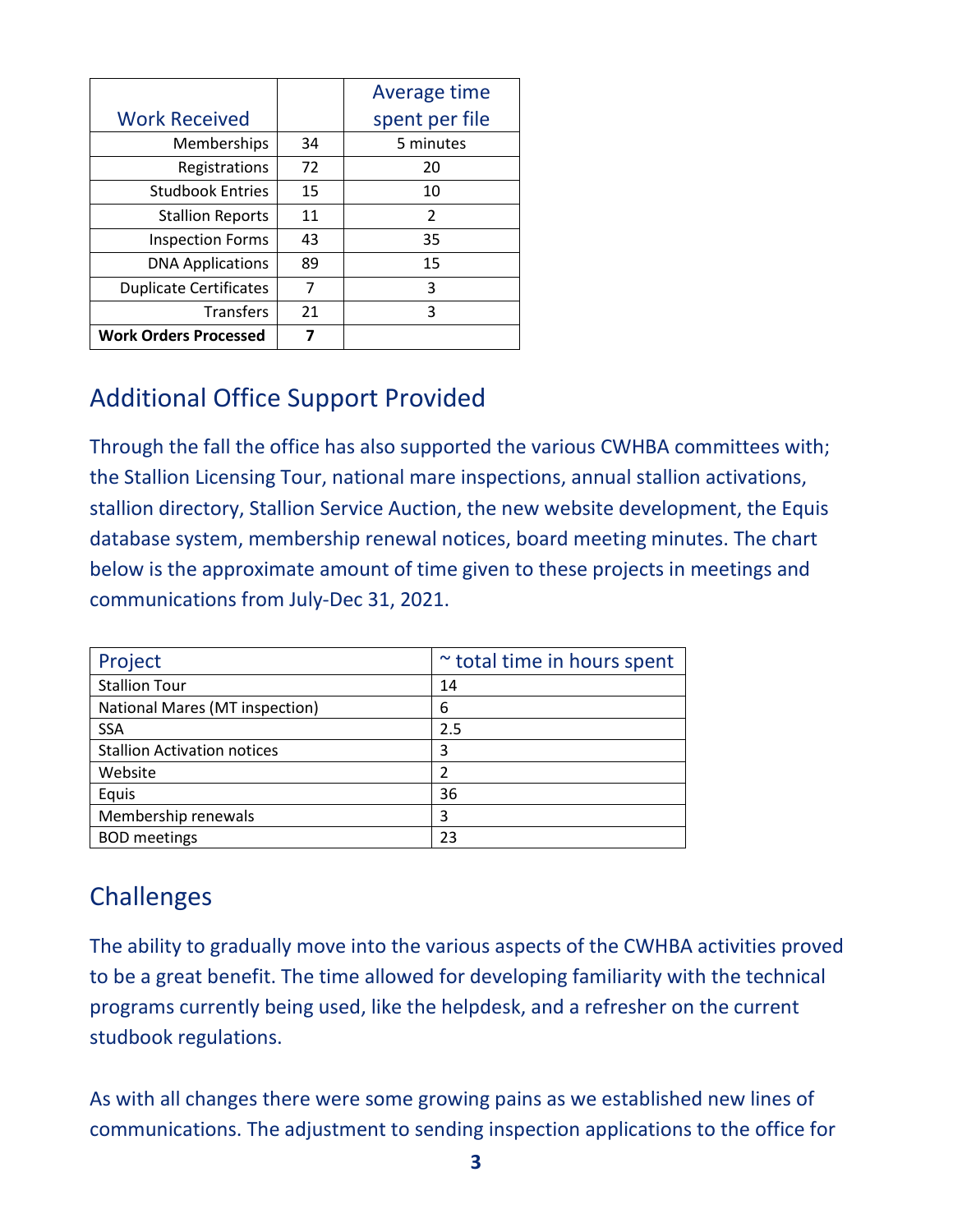| Work Received | | Average time spent per file |
|---|---|---|
| Memberships | 34 | 5 minutes |
| Registrations | 72 | 20 |
| Studbook Entries | 15 | 10 |
| Stallion Reports | 11 | 2 |
| Inspection Forms | 43 | 35 |
| DNA Applications | 89 | 15 |
| Duplicate Certificates | 7 | 3 |
| Transfers | 21 | 3 |
| **Work Orders Processed** | **7** | |

## Additional Office Support Provided

Through the fall the office has also supported the various CWHBA committees with; the Stallion Licensing Tour, national mare inspections, annual stallion activations, stallion directory, Stallion Service Auction, the new website development, the Equis database system, membership renewal notices, board meeting minutes. The chart below is the approximate amount of time given to these projects in meetings and communications from July-Dec 31, 2021.

| Project | ~ total time in hours spent |
|---|---|
| Stallion Tour | 14 |
| National Mares (MT inspection) | 6 |
| SSA | 2.5 |
| Stallion Activation notices | 3 |
| Website | 2 |
| Equis | 36 |
| Membership renewals | 3 |
| BOD meetings | 23 |

## Challenges

The ability to gradually move into the various aspects of the CWHBA activities proved to be a great benefit. The time allowed for developing familiarity with the technical programs currently being used, like the helpdesk, and a refresher on the current studbook regulations.

As with all changes there were some growing pains as we established new lines of communications. The adjustment to sending inspection applications to the office for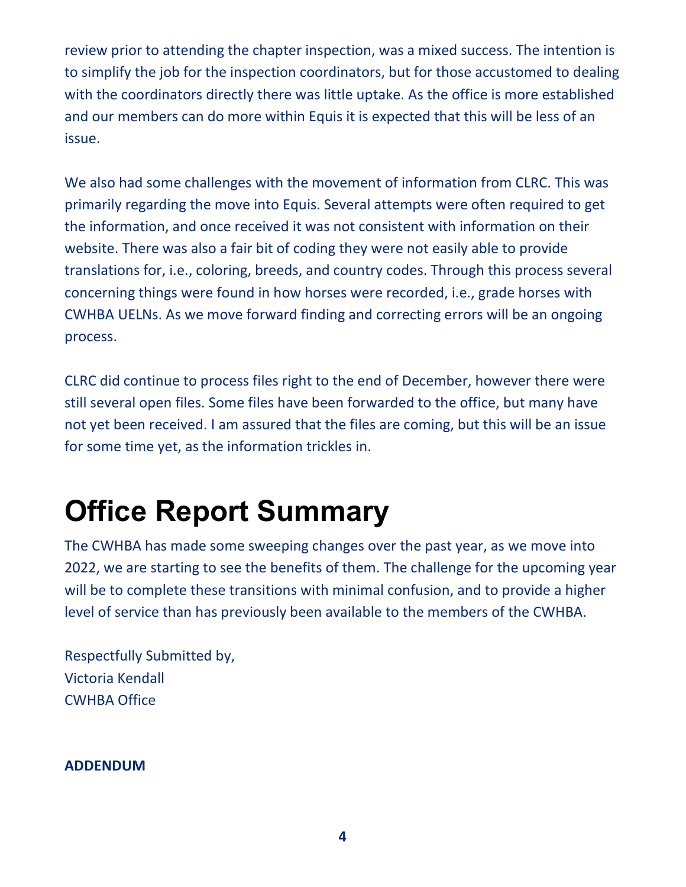review prior to attending the chapter inspection, was a mixed success. The intention is to simplify the job for the inspection coordinators, but for those accustomed to dealing with the coordinators directly there was little uptake. As the office is more established and our members can do more within Equis it is expected that this will be less of an issue.

We also had some challenges with the movement of information from CLRC. This was primarily regarding the move into Equis. Several attempts were often required to get the information, and once received it was not consistent with information on their website. There was also a fair bit of coding they were not easily able to provide translations for, i.e., coloring, breeds, and country codes. Through this process several concerning things were found in how horses were recorded, i.e., grade horses with CWHBA UELNs. As we move forward finding and correcting errors will be an ongoing process.

CLRC did continue to process files right to the end of December, however there were still several open files. Some files have been forwarded to the office, but many have not yet been received. I am assured that the files are coming, but this will be an issue for some time yet, as the information trickles in.

# Office Report Summary

The CWHBA has made some sweeping changes over the past year, as we move into 2022, we are starting to see the benefits of them. The challenge for the upcoming year will be to complete these transitions with minimal confusion, and to provide a higher level of service than has previously been available to the members of the CWHBA.

Respectfully Submitted by,
Victoria Kendall
CWHBA Office

**ADDENDUM**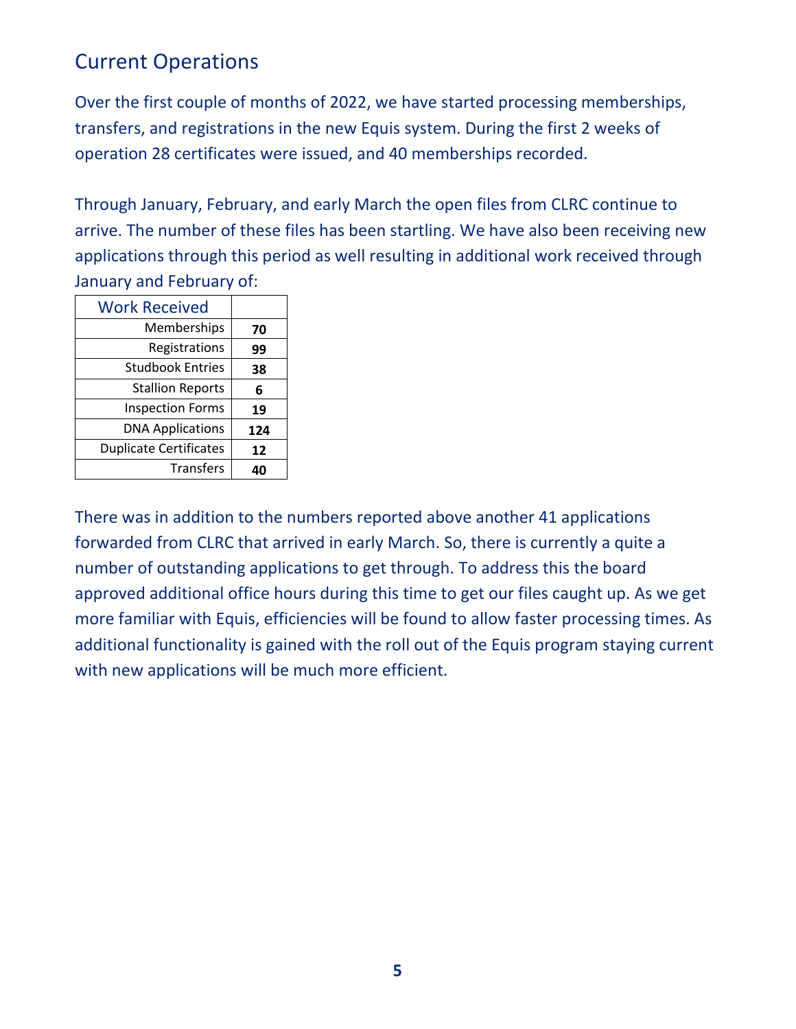## Current Operations

Over the first couple of months of 2022, we have started processing memberships, transfers, and registrations in the new Equis system. During the first 2 weeks of operation 28 certificates were issued, and 40 memberships recorded.

Through January, February, and early March the open files from CLRC continue to arrive. The number of these files has been startling. We have also been receiving new applications through this period as well resulting in additional work received through January and February of:

| Work Received | |
|---|---|
| Memberships | **70** |
| Registrations | **99** |
| Studbook Entries | **38** |
| Stallion Reports | **6** |
| Inspection Forms | **19** |
| DNA Applications | **124** |
| Duplicate Certificates | **12** |
| Transfers | **40** |

There was in addition to the numbers reported above another 41 applications forwarded from CLRC that arrived in early March. So, there is currently a quite a number of outstanding applications to get through. To address this the board approved additional office hours during this time to get our files caught up. As we get more familiar with Equis, efficiencies will be found to allow faster processing times. As additional functionality is gained with the roll out of the Equis program staying current with new applications will be much more efficient.